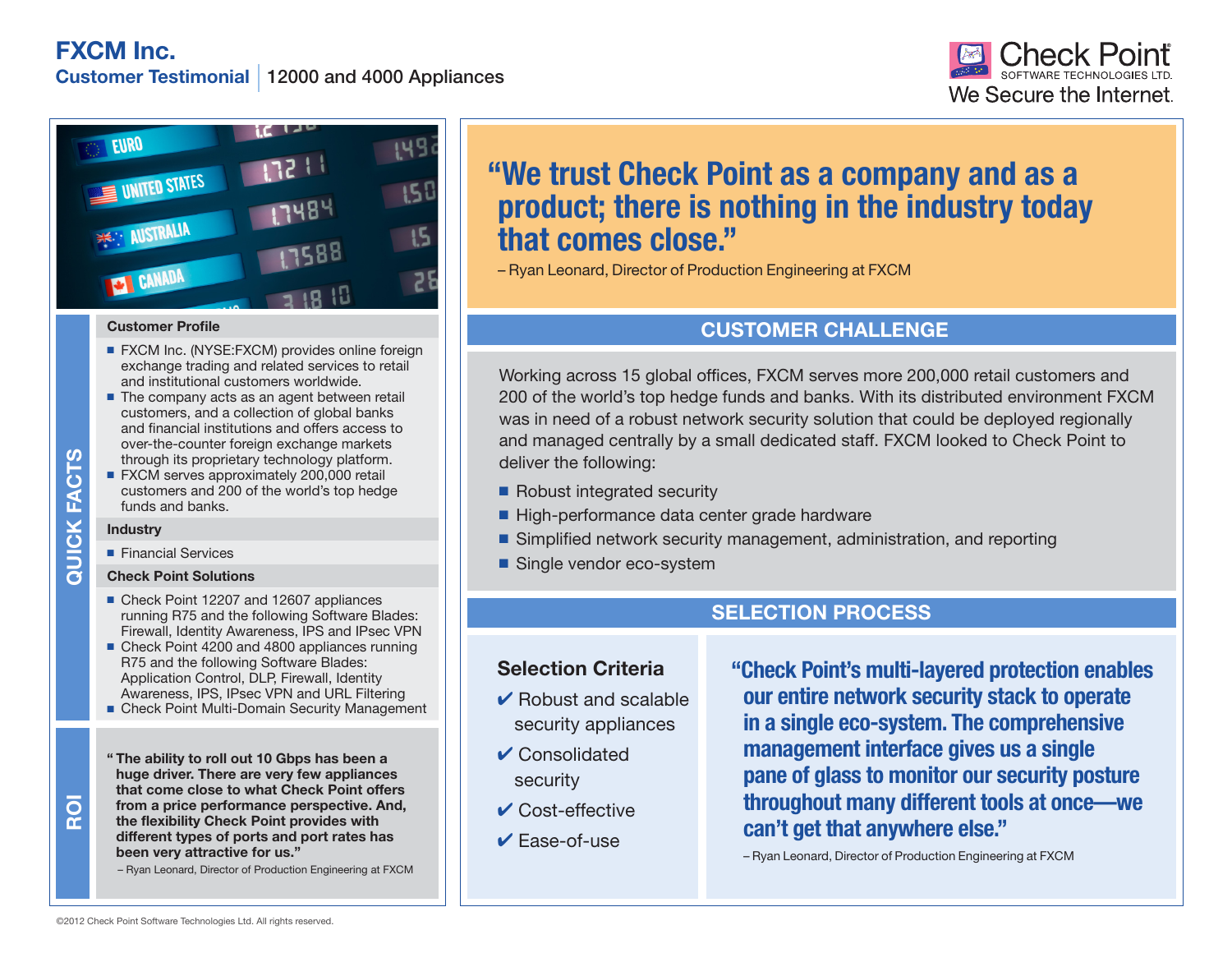# FXCM Inc.

**Customer Testimonial** | 12000 and 4000 Appliances

Check Point SOFTWARE TECHNOLOGIES LTD.
We Secure the Internet.

## QUICK FACTS

### Customer Profile

- FXCM Inc. (NYSE:FXCM) provides online foreign exchange trading and related services to retail and institutional customers worldwide.
- The company acts as an agent between retail customers, and a collection of global banks and financial institutions and offers access to over-the-counter foreign exchange markets through its proprietary technology platform.
- FXCM serves approximately 200,000 retail customers and 200 of the world's top hedge funds and banks.

### Industry

- Financial Services

### Check Point Solutions

- Check Point 12207 and 12607 appliances running R75 and the following Software Blades: Firewall, Identity Awareness, IPS and IPsec VPN
- Check Point 4200 and 4800 appliances running R75 and the following Software Blades: Application Control, DLP, Firewall, Identity Awareness, IPS, IPsec VPN and URL Filtering
- Check Point Multi-Domain Security Management

## ROI

**"The ability to roll out 10 Gbps has been a huge driver. There are very few appliances that come close to what Check Point offers from a price performance perspective. And, the flexibility Check Point provides with different types of ports and port rates has been very attractive for us."**

– Ryan Leonard, Director of Production Engineering at FXCM

**"We trust Check Point as a company and as a product; there is nothing in the industry today that comes close."**

– Ryan Leonard, Director of Production Engineering at FXCM

## CUSTOMER CHALLENGE

Working across 15 global offices, FXCM serves more 200,000 retail customers and 200 of the world's top hedge funds and banks. With its distributed environment FXCM was in need of a robust network security solution that could be deployed regionally and managed centrally by a small dedicated staff. FXCM looked to Check Point to deliver the following:

- Robust integrated security
- High-performance data center grade hardware
- Simplified network security management, administration, and reporting
- Single vendor eco-system

## SELECTION PROCESS

### Selection Criteria

- ✔ Robust and scalable security appliances
- ✔ Consolidated security
- ✔ Cost-effective
- ✔ Ease-of-use

**"Check Point's multi-layered protection enables our entire network security stack to operate in a single eco-system. The comprehensive management interface gives us a single pane of glass to monitor our security posture throughout many different tools at once—we can't get that anywhere else."**

– Ryan Leonard, Director of Production Engineering at FXCM

©2012 Check Point Software Technologies Ltd. All rights reserved.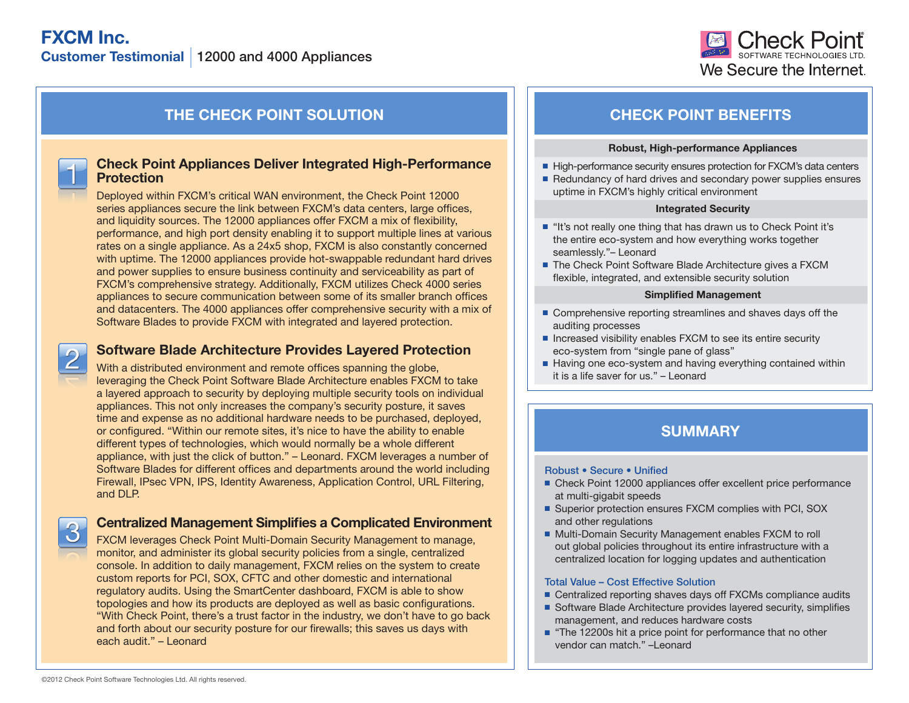# FXCM Inc.

**Customer Testimonial** | 12000 and 4000 Appliances

## THE CHECK POINT SOLUTION

### 1 Check Point Appliances Deliver Integrated High-Performance Protection

Deployed within FXCM's critical WAN environment, the Check Point 12000 series appliances secure the link between FXCM's data centers, large offices, and liquidity sources. The 12000 appliances offer FXCM a mix of flexibility, performance, and high port density enabling it to support multiple lines at various rates on a single appliance. As a 24x5 shop, FXCM is also constantly concerned with uptime. The 12000 appliances provide hot-swappable redundant hard drives and power supplies to ensure business continuity and serviceability as part of FXCM's comprehensive strategy. Additionally, FXCM utilizes Check 4000 series appliances to secure communication between some of its smaller branch offices and datacenters. The 4000 appliances offer comprehensive security with a mix of Software Blades to provide FXCM with integrated and layered protection.

### 2 Software Blade Architecture Provides Layered Protection

With a distributed environment and remote offices spanning the globe, leveraging the Check Point Software Blade Architecture enables FXCM to take a layered approach to security by deploying multiple security tools on individual appliances. This not only increases the company's security posture, it saves time and expense as no additional hardware needs to be purchased, deployed, or configured. "Within our remote sites, it's nice to have the ability to enable different types of technologies, which would normally be a whole different appliance, with just the click of button." – Leonard. FXCM leverages a number of Software Blades for different offices and departments around the world including Firewall, IPsec VPN, IPS, Identity Awareness, Application Control, URL Filtering, and DLP.

### 3 Centralized Management Simplifies a Complicated Environment

FXCM leverages Check Point Multi-Domain Security Management to manage, monitor, and administer its global security policies from a single, centralized console. In addition to daily management, FXCM relies on the system to create custom reports for PCI, SOX, CFTC and other domestic and international regulatory audits. Using the SmartCenter dashboard, FXCM is able to show topologies and how its products are deployed as well as basic configurations. "With Check Point, there's a trust factor in the industry, we don't have to go back and forth about our security posture for our firewalls; this saves us days with each audit." – Leonard

## CHECK POINT BENEFITS

**Robust, High-performance Appliances**

- High-performance security ensures protection for FXCM's data centers
- Redundancy of hard drives and secondary power supplies ensures uptime in FXCM's highly critical environment

**Integrated Security**

- "It's not really one thing that has drawn us to Check Point it's the entire eco-system and how everything works together seamlessly."– Leonard
- The Check Point Software Blade Architecture gives a FXCM flexible, integrated, and extensible security solution

**Simplified Management**

- Comprehensive reporting streamlines and shaves days off the auditing processes
- Increased visibility enables FXCM to see its entire security eco-system from "single pane of glass"
- Having one eco-system and having everything contained within it is a life saver for us." – Leonard

## SUMMARY

**Robust • Secure • Unified**

- Check Point 12000 appliances offer excellent price performance at multi-gigabit speeds
- Superior protection ensures FXCM complies with PCI, SOX and other regulations
- Multi-Domain Security Management enables FXCM to roll out global policies throughout its entire infrastructure with a centralized location for logging updates and authentication

**Total Value – Cost Effective Solution**

- Centralized reporting shaves days off FXCMs compliance audits
- Software Blade Architecture provides layered security, simplifies management, and reduces hardware costs
- "The 12200s hit a price point for performance that no other vendor can match." –Leonard

©2012 Check Point Software Technologies Ltd. All rights reserved.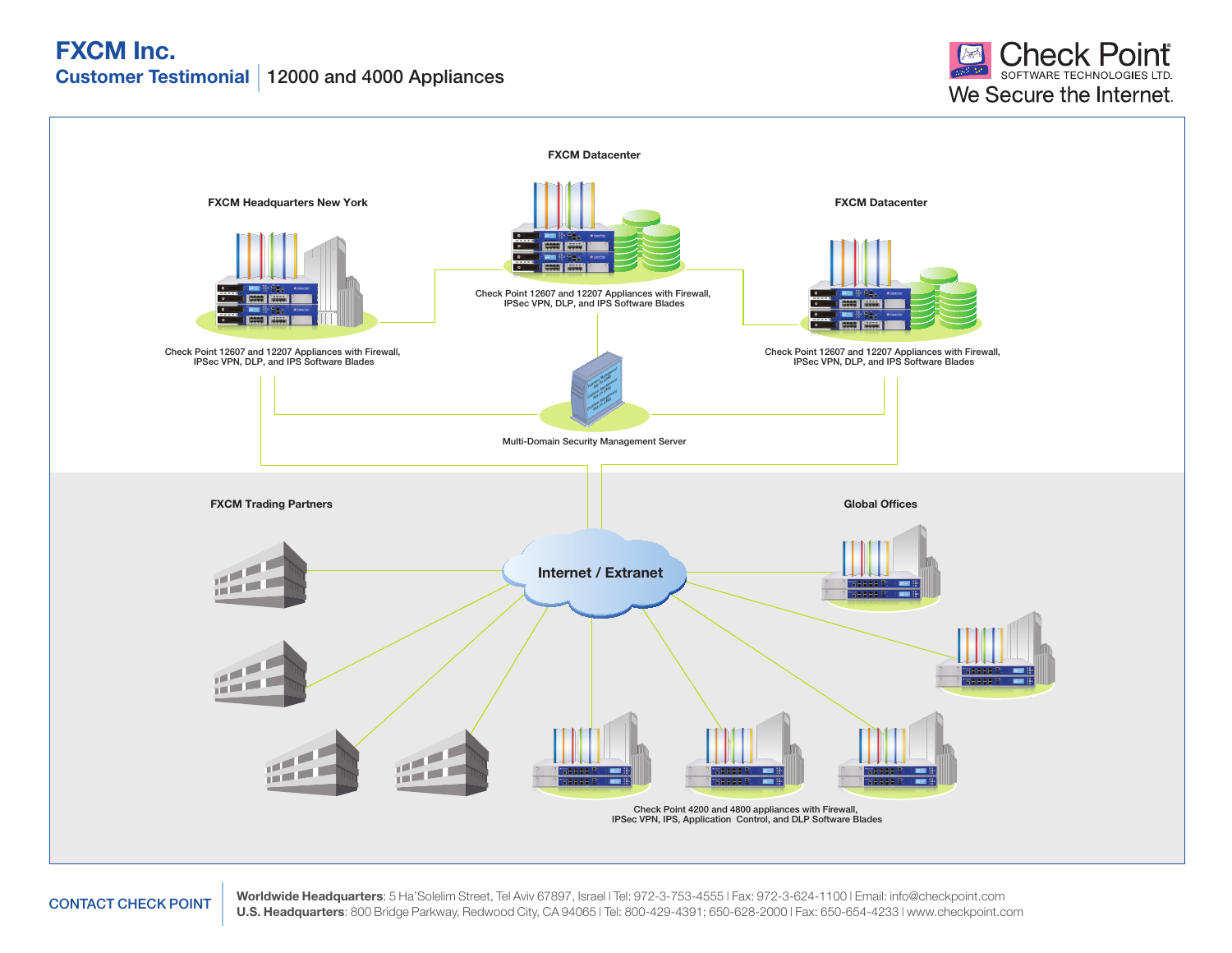# FXCM Inc.

**Customer Testimonial** | 12000 and 4000 Appliances

Check Point SOFTWARE TECHNOLOGIES LTD. We Secure the Internet.

FXCM Datacenter

FXCM Headquarters New York

FXCM Datacenter

Check Point 12607 and 12207 Appliances with Firewall, IPSec VPN, DLP, and IPS Software Blades

Check Point 12607 and 12207 Appliances with Firewall, IPSec VPN, DLP, and IPS Software Blades

Check Point 12607 and 12207 Appliances with Firewall, IPSec VPN, DLP, and IPS Software Blades

Multi-Domain Security Management Server

FXCM Trading Partners

Global Offices

Internet / Extranet

Check Point 4200 and 4800 appliances with Firewall, IPSec VPN, IPS, Application Control, and DLP Software Blades

CONTACT CHECK POINT

**Worldwide Headquarters**: 5 Ha'Solelim Street, Tel Aviv 67897, Israel | Tel: 972-3-753-4555 | Fax: 972-3-624-1100 | Email: info@checkpoint.com
**U.S. Headquarters**: 800 Bridge Parkway, Redwood City, CA 94065 | Tel: 800-429-4391; 650-628-2000 | Fax: 650-654-4233 | www.checkpoint.com